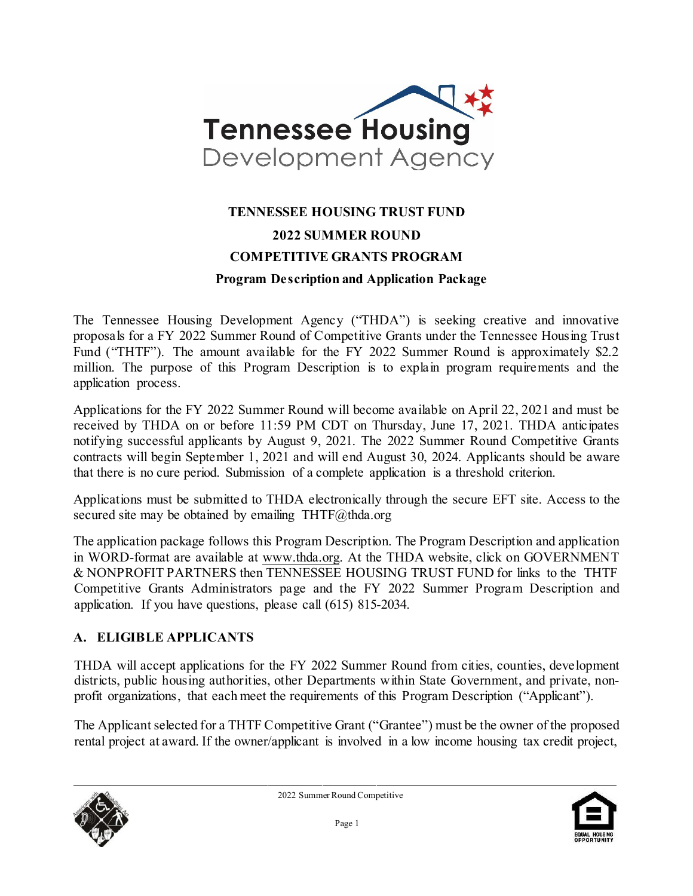# TENNESSEE HOUSING TRUST FUND

## 2022 SUMMER ROUND

## COMPETITIVE GRANTS PROGRAM

### Program Description and Application Package

The Tennessee Housing Development Agency ("THDA") is seeking creative and innovative proposals for a FY 2022 Summer Round of Competitive Grants under the Tennessee Housing Trust Fund ("THTF"). The amount available for the FY 2022 Summer Round is approximately $2.2 million. The purpose of this Program Description is to explain program requirements and the application process.

Applications for the FY 2022 Summer Round will become available on April 22, 2021 and must be received by THDA on or before 11:59 PM CDT on Thursday, June 17, 2021. THDA anticipates notifying successful applicants by August 9, 2021. The 2022 Summer Round Competitive Grants contracts will begin September 1, 2021 and will end August 30, 2024. Applicants should be aware that there is no cure period. Submission of a complete application is a threshold criterion.

Applications must be submitted to THDA electronically through the secure EFT site. Access to the secured site may be obtained by emailing THTF@thda.org

The application package follows this Program Description. The Program Description and application in WORD-format are available at www.thda.org. At the THDA website, click on GOVERNMENT & NONPROFIT PARTNERS then TENNESSEE HOUSING TRUST FUND for links to the THTF Competitive Grants Administrators page and the FY 2022 Summer Program Description and application. If you have questions, please call (615) 815-2034.

## A. ELIGIBLE APPLICANTS

THDA will accept applications for the FY 2022 Summer Round from cities, counties, development districts, public housing authorities, other Departments within State Government, and private, non-profit organizations, that each meet the requirements of this Program Description ("Applicant").

The Applicant selected for a THTF Competitive Grant ("Grantee") must be the owner of the proposed rental project at award. If the owner/applicant is involved in a low income housing tax credit project,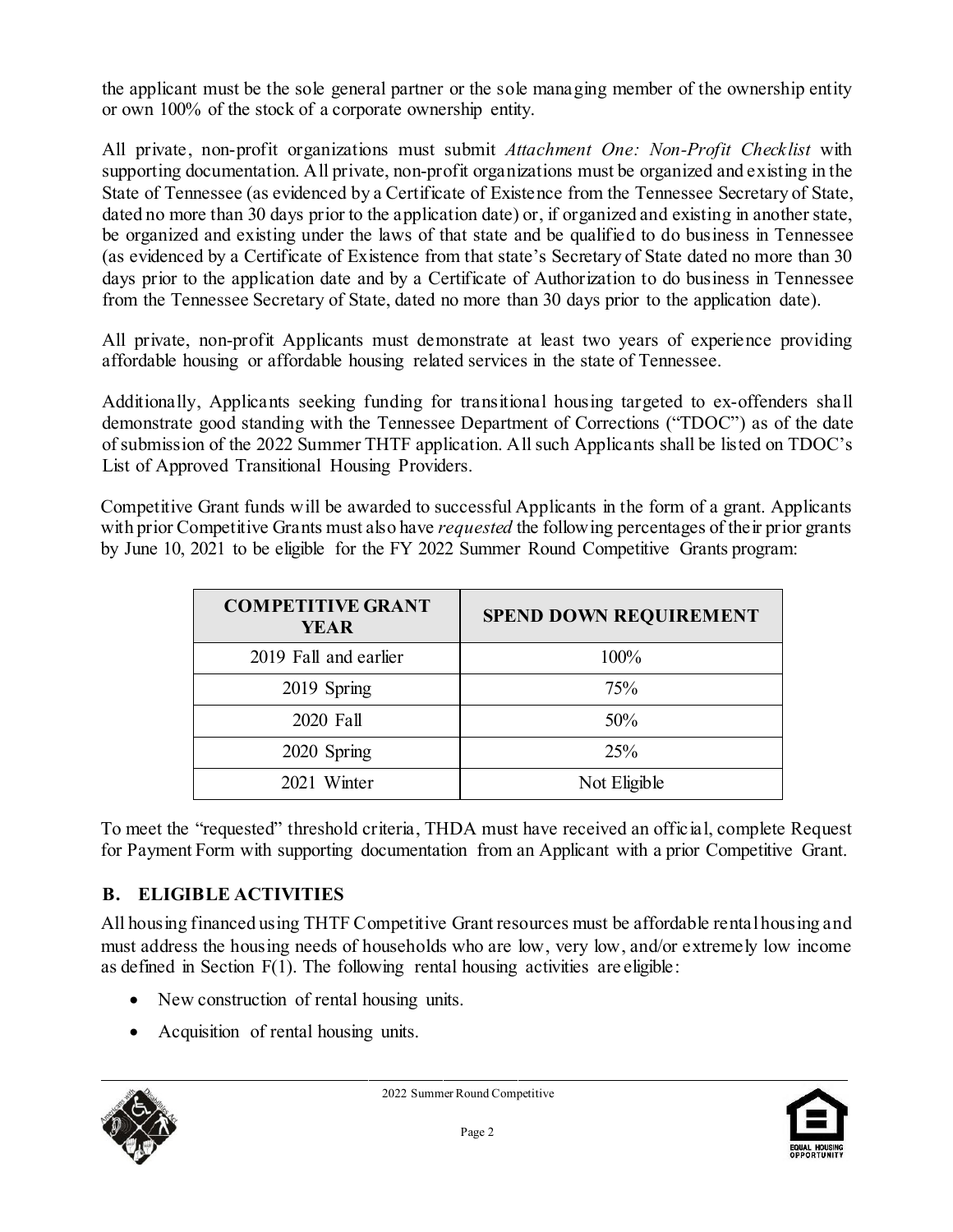the applicant must be the sole general partner or the sole managing member of the ownership entity or own 100% of the stock of a corporate ownership entity.

All private, non-profit organizations must submit *Attachment One: Non-Profit Checklist* with supporting documentation. All private, non-profit organizations must be organized and existing in the State of Tennessee (as evidenced by a Certificate of Existence from the Tennessee Secretary of State, dated no more than 30 days prior to the application date) or, if organized and existing in another state, be organized and existing under the laws of that state and be qualified to do business in Tennessee (as evidenced by a Certificate of Existence from that state's Secretary of State dated no more than 30 days prior to the application date and by a Certificate of Authorization to do business in Tennessee from the Tennessee Secretary of State, dated no more than 30 days prior to the application date).

All private, non-profit Applicants must demonstrate at least two years of experience providing affordable housing or affordable housing related services in the state of Tennessee.

Additionally, Applicants seeking funding for transitional housing targeted to ex-offenders shall demonstrate good standing with the Tennessee Department of Corrections ("TDOC") as of the date of submission of the 2022 Summer THTF application. All such Applicants shall be listed on TDOC's List of Approved Transitional Housing Providers.

Competitive Grant funds will be awarded to successful Applicants in the form of a grant. Applicants with prior Competitive Grants must also have *requested* the following percentages of their prior grants by June 10, 2021 to be eligible for the FY 2022 Summer Round Competitive Grants program:

| COMPETITIVE GRANT YEAR | SPEND DOWN REQUIREMENT |
|---|---|
| 2019 Fall and earlier | 100% |
| 2019 Spring | 75% |
| 2020 Fall | 50% |
| 2020 Spring | 25% |
| 2021 Winter | Not Eligible |

To meet the "requested" threshold criteria, THDA must have received an official, complete Request for Payment Form with supporting documentation from an Applicant with a prior Competitive Grant.

## B. ELIGIBLE ACTIVITIES

All housing financed using THTF Competitive Grant resources must be affordable rental housing and must address the housing needs of households who are low, very low, and/or extremely low income as defined in Section F(1). The following rental housing activities are eligible:

- New construction of rental housing units.
- Acquisition of rental housing units.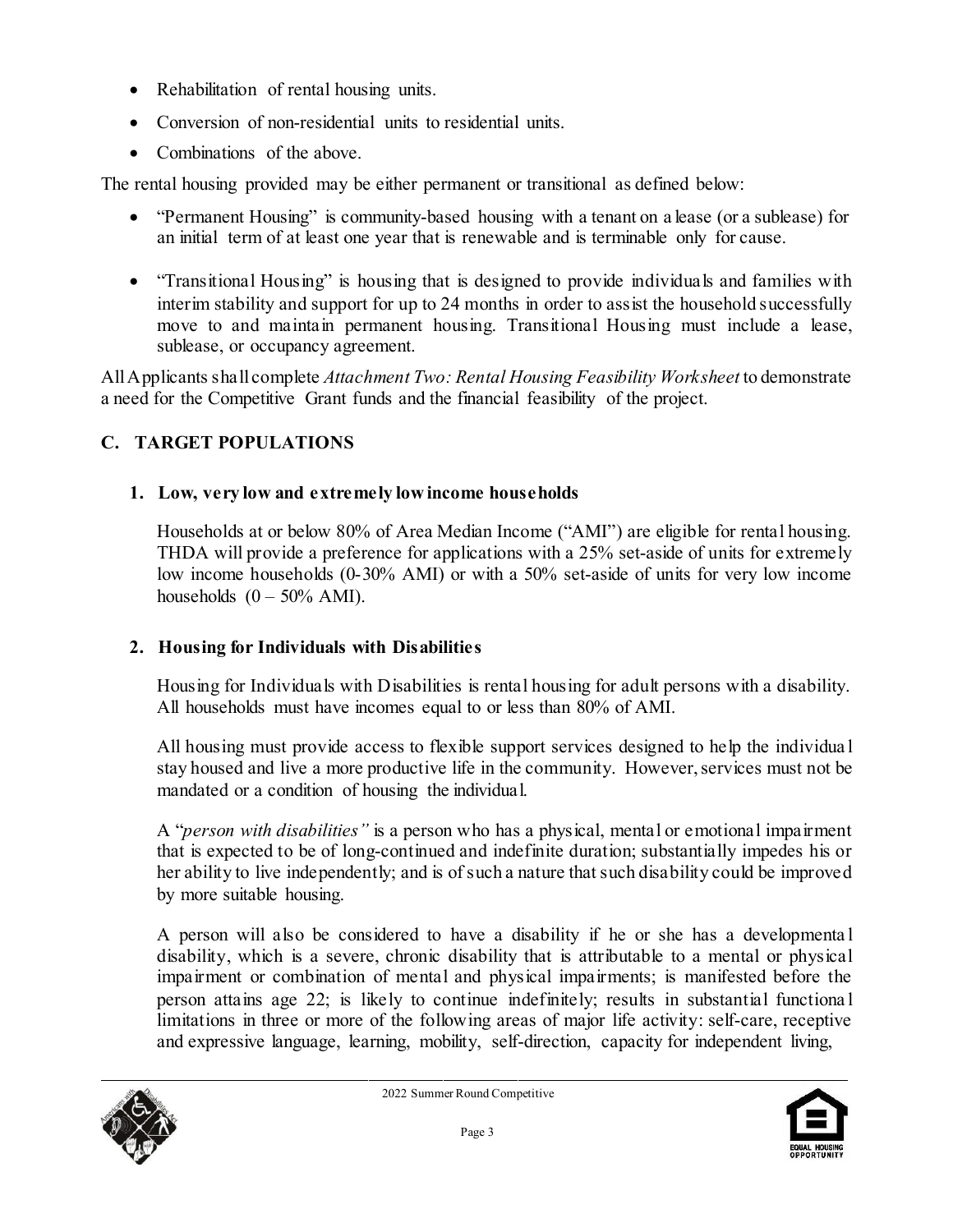- Rehabilitation of rental housing units.
- Conversion of non-residential units to residential units.
- Combinations of the above.

The rental housing provided may be either permanent or transitional as defined below:

- "Permanent Housing" is community-based housing with a tenant on a lease (or a sublease) for an initial term of at least one year that is renewable and is terminable only for cause.
- "Transitional Housing" is housing that is designed to provide individuals and families with interim stability and support for up to 24 months in order to assist the household successfully move to and maintain permanent housing. Transitional Housing must include a lease, sublease, or occupancy agreement.

All Applicants shall complete *Attachment Two: Rental Housing Feasibility Worksheet* to demonstrate a need for the Competitive Grant funds and the financial feasibility of the project.

## C. TARGET POPULATIONS

### 1. Low, very low and extremely low income households

Households at or below 80% of Area Median Income ("AMI") are eligible for rental housing. THDA will provide a preference for applications with a 25% set-aside of units for extremely low income households (0-30% AMI) or with a 50% set-aside of units for very low income households (0 – 50% AMI).

### 2. Housing for Individuals with Disabilities

Housing for Individuals with Disabilities is rental housing for adult persons with a disability. All households must have incomes equal to or less than 80% of AMI.

All housing must provide access to flexible support services designed to help the individual stay housed and live a more productive life in the community. However, services must not be mandated or a condition of housing the individual.

A "*person with disabilities"* is a person who has a physical, mental or emotional impairment that is expected to be of long-continued and indefinite duration; substantially impedes his or her ability to live independently; and is of such a nature that such disability could be improved by more suitable housing.

A person will also be considered to have a disability if he or she has a developmental disability, which is a severe, chronic disability that is attributable to a mental or physical impairment or combination of mental and physical impairments; is manifested before the person attains age 22; is likely to continue indefinitely; results in substantial functional limitations in three or more of the following areas of major life activity: self-care, receptive and expressive language, learning, mobility, self-direction, capacity for independent living,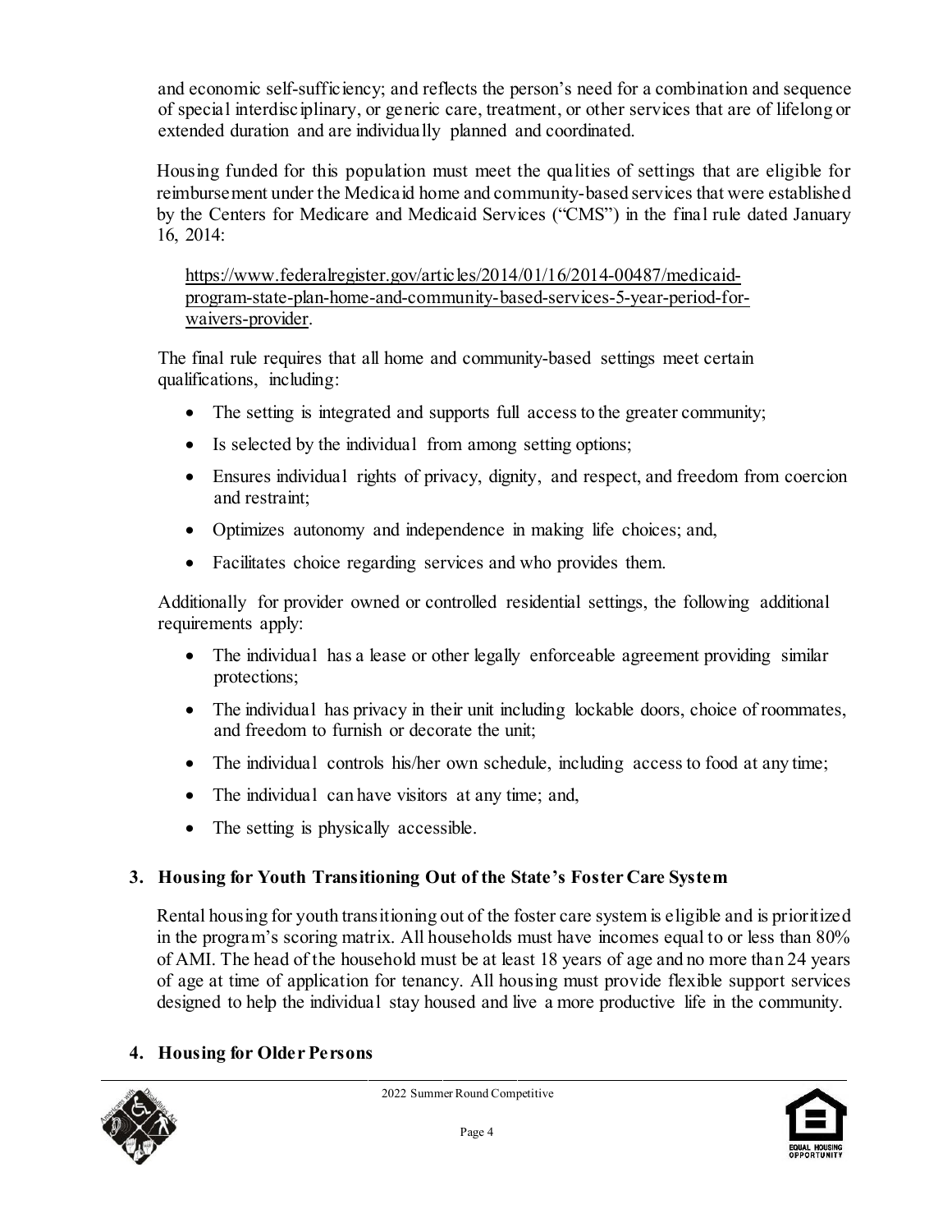and economic self-sufficiency; and reflects the person's need for a combination and sequence of special interdisciplinary, or generic care, treatment, or other services that are of lifelong or extended duration and are individually planned and coordinated.

Housing funded for this population must meet the qualities of settings that are eligible for reimbursement under the Medicaid home and community-based services that were established by the Centers for Medicare and Medicaid Services ("CMS") in the final rule dated January 16, 2014:

https://www.federalregister.gov/articles/2014/01/16/2014-00487/medicaid-program-state-plan-home-and-community-based-services-5-year-period-for-waivers-provider.

The final rule requires that all home and community-based settings meet certain qualifications, including:

- The setting is integrated and supports full access to the greater community;
- Is selected by the individual from among setting options;
- Ensures individual rights of privacy, dignity, and respect, and freedom from coercion and restraint;
- Optimizes autonomy and independence in making life choices; and,
- Facilitates choice regarding services and who provides them.

Additionally for provider owned or controlled residential settings, the following additional requirements apply:

- The individual has a lease or other legally enforceable agreement providing similar protections;
- The individual has privacy in their unit including lockable doors, choice of roommates, and freedom to furnish or decorate the unit;
- The individual controls his/her own schedule, including access to food at any time;
- The individual can have visitors at any time; and,
- The setting is physically accessible.

**3. Housing for Youth Transitioning Out of the State's Foster Care System**

Rental housing for youth transitioning out of the foster care system is eligible and is prioritized in the program's scoring matrix. All households must have incomes equal to or less than 80% of AMI. The head of the household must be at least 18 years of age and no more than 24 years of age at time of application for tenancy. All housing must provide flexible support services designed to help the individual stay housed and live a more productive life in the community.

**4. Housing for Older Persons**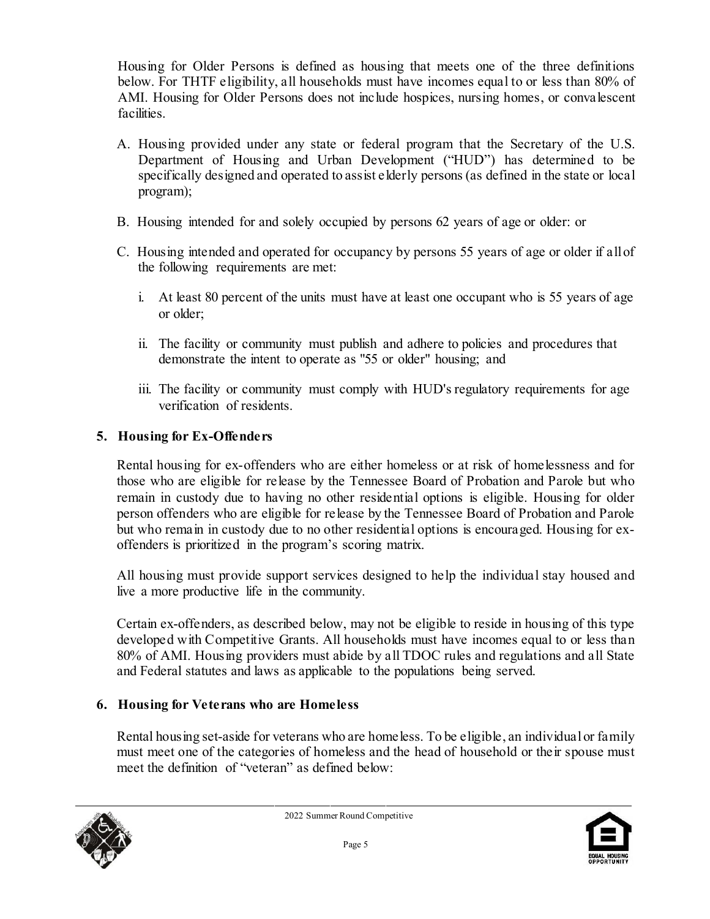Housing for Older Persons is defined as housing that meets one of the three definitions below. For THTF eligibility, all households must have incomes equal to or less than 80% of AMI. Housing for Older Persons does not include hospices, nursing homes, or convalescent facilities.

A. Housing provided under any state or federal program that the Secretary of the U.S. Department of Housing and Urban Development ("HUD") has determined to be specifically designed and operated to assist elderly persons (as defined in the state or local program);

B. Housing intended for and solely occupied by persons 62 years of age or older: or

C. Housing intended and operated for occupancy by persons 55 years of age or older if all of the following requirements are met:

   i. At least 80 percent of the units must have at least one occupant who is 55 years of age or older;

   ii. The facility or community must publish and adhere to policies and procedures that demonstrate the intent to operate as "55 or older" housing; and

   iii. The facility or community must comply with HUD's regulatory requirements for age verification of residents.

### 5. Housing for Ex-Offenders

Rental housing for ex-offenders who are either homeless or at risk of homelessness and for those who are eligible for release by the Tennessee Board of Probation and Parole but who remain in custody due to having no other residential options is eligible. Housing for older person offenders who are eligible for release by the Tennessee Board of Probation and Parole but who remain in custody due to no other residential options is encouraged. Housing for ex-offenders is prioritized in the program's scoring matrix.

All housing must provide support services designed to help the individual stay housed and live a more productive life in the community.

Certain ex-offenders, as described below, may not be eligible to reside in housing of this type developed with Competitive Grants. All households must have incomes equal to or less than 80% of AMI. Housing providers must abide by all TDOC rules and regulations and all State and Federal statutes and laws as applicable to the populations being served.

### 6. Housing for Veterans who are Homeless

Rental housing set-aside for veterans who are homeless. To be eligible, an individual or family must meet one of the categories of homeless and the head of household or their spouse must meet the definition of "veteran" as defined below: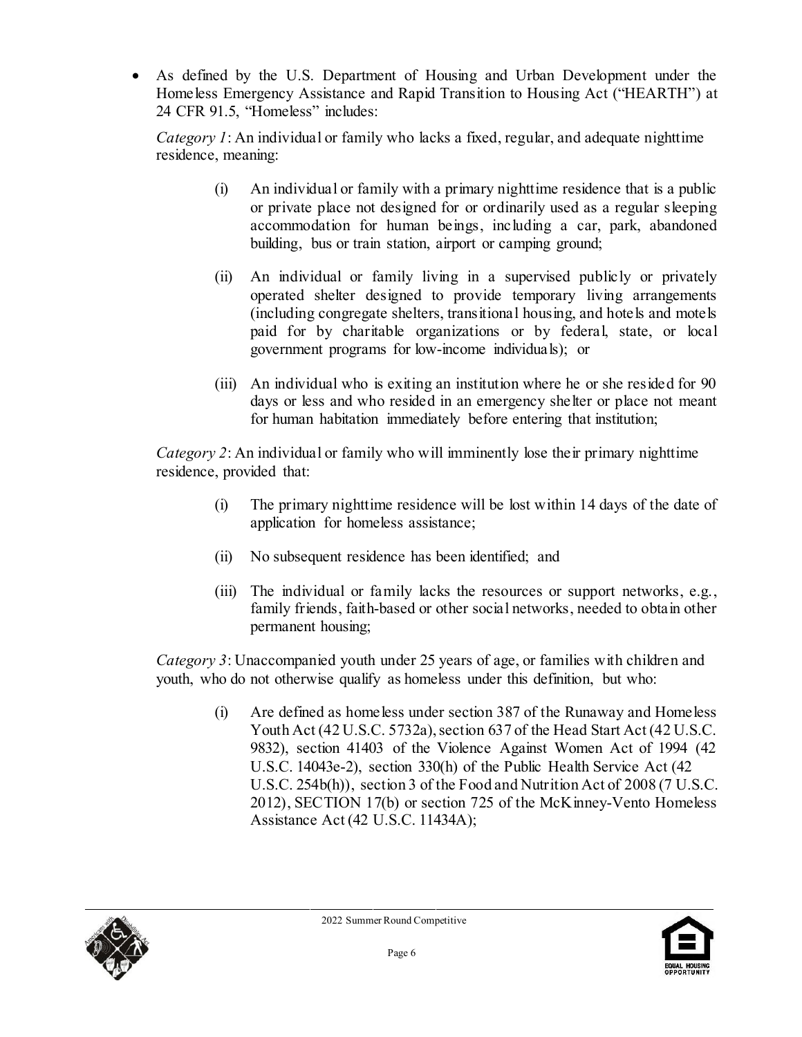- As defined by the U.S. Department of Housing and Urban Development under the Homeless Emergency Assistance and Rapid Transition to Housing Act ("HEARTH") at 24 CFR 91.5, "Homeless" includes:

  *Category 1*: An individual or family who lacks a fixed, regular, and adequate nighttime residence, meaning:

  (i) An individual or family with a primary nighttime residence that is a public or private place not designed for or ordinarily used as a regular sleeping accommodation for human beings, including a car, park, abandoned building, bus or train station, airport or camping ground;

  (ii) An individual or family living in a supervised publicly or privately operated shelter designed to provide temporary living arrangements (including congregate shelters, transitional housing, and hotels and motels paid for by charitable organizations or by federal, state, or local government programs for low-income individuals); or

  (iii) An individual who is exiting an institution where he or she resided for 90 days or less and who resided in an emergency shelter or place not meant for human habitation immediately before entering that institution;

  *Category 2*: An individual or family who will imminently lose their primary nighttime residence, provided that:

  (i) The primary nighttime residence will be lost within 14 days of the date of application for homeless assistance;

  (ii) No subsequent residence has been identified; and

  (iii) The individual or family lacks the resources or support networks, e.g., family friends, faith-based or other social networks, needed to obtain other permanent housing;

  *Category 3*: Unaccompanied youth under 25 years of age, or families with children and youth, who do not otherwise qualify as homeless under this definition, but who:

  (i) Are defined as homeless under section 387 of the Runaway and Homeless Youth Act (42 U.S.C. 5732a), section 637 of the Head Start Act (42 U.S.C. 9832), section 41403 of the Violence Against Women Act of 1994 (42 U.S.C. 14043e-2), section 330(h) of the Public Health Service Act (42 U.S.C. 254b(h)), section 3 of the Food and Nutrition Act of 2008 (7 U.S.C. 2012), SECTION 17(b) or section 725 of the McKinney-Vento Homeless Assistance Act (42 U.S.C. 11434A);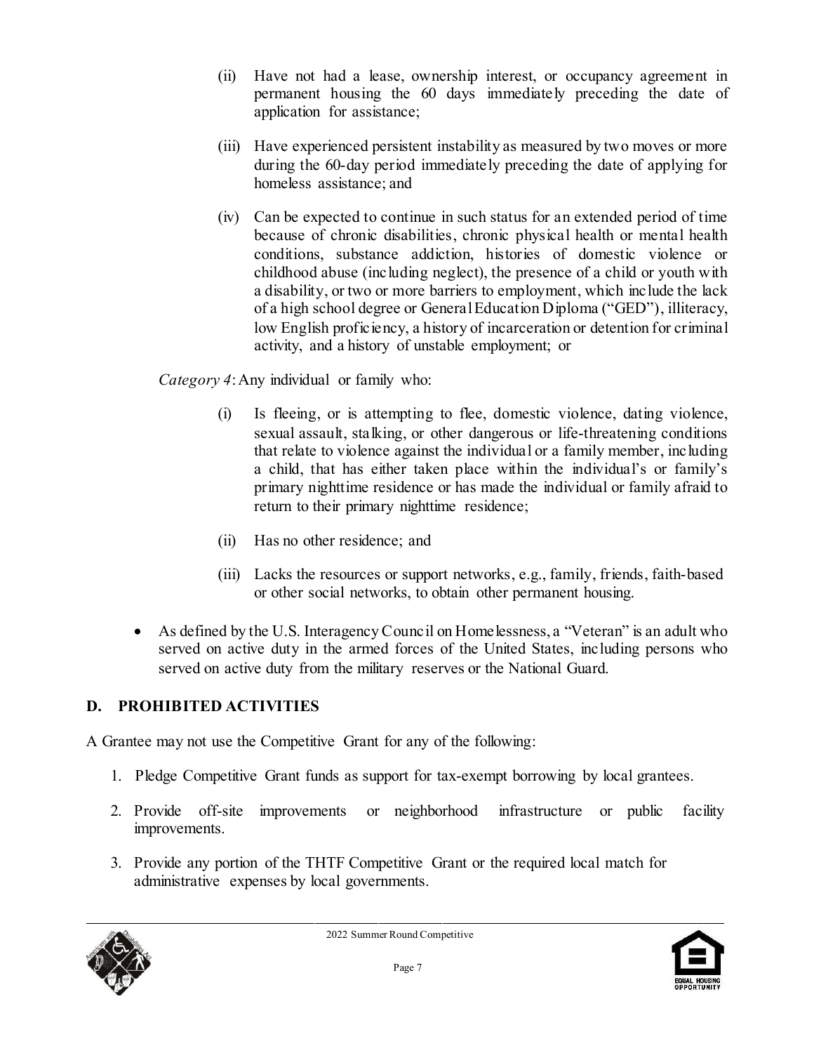(ii) Have not had a lease, ownership interest, or occupancy agreement in permanent housing the 60 days immediately preceding the date of application for assistance;

(iii) Have experienced persistent instability as measured by two moves or more during the 60-day period immediately preceding the date of applying for homeless assistance; and

(iv) Can be expected to continue in such status for an extended period of time because of chronic disabilities, chronic physical health or mental health conditions, substance addiction, histories of domestic violence or childhood abuse (including neglect), the presence of a child or youth with a disability, or two or more barriers to employment, which include the lack of a high school degree or General Education Diploma ("GED"), illiteracy, low English proficiency, a history of incarceration or detention for criminal activity, and a history of unstable employment; or

*Category 4*: Any individual or family who:

(i) Is fleeing, or is attempting to flee, domestic violence, dating violence, sexual assault, stalking, or other dangerous or life-threatening conditions that relate to violence against the individual or a family member, including a child, that has either taken place within the individual's or family's primary nighttime residence or has made the individual or family afraid to return to their primary nighttime residence;

(ii) Has no other residence; and

(iii) Lacks the resources or support networks, e.g., family, friends, faith-based or other social networks, to obtain other permanent housing.

- As defined by the U.S. Interagency Council on Homelessness, a "Veteran" is an adult who served on active duty in the armed forces of the United States, including persons who served on active duty from the military reserves or the National Guard.

## D. PROHIBITED ACTIVITIES

A Grantee may not use the Competitive Grant for any of the following:

1. Pledge Competitive Grant funds as support for tax-exempt borrowing by local grantees.
2. Provide off-site improvements or neighborhood infrastructure or public facility improvements.
3. Provide any portion of the THTF Competitive Grant or the required local match for administrative expenses by local governments.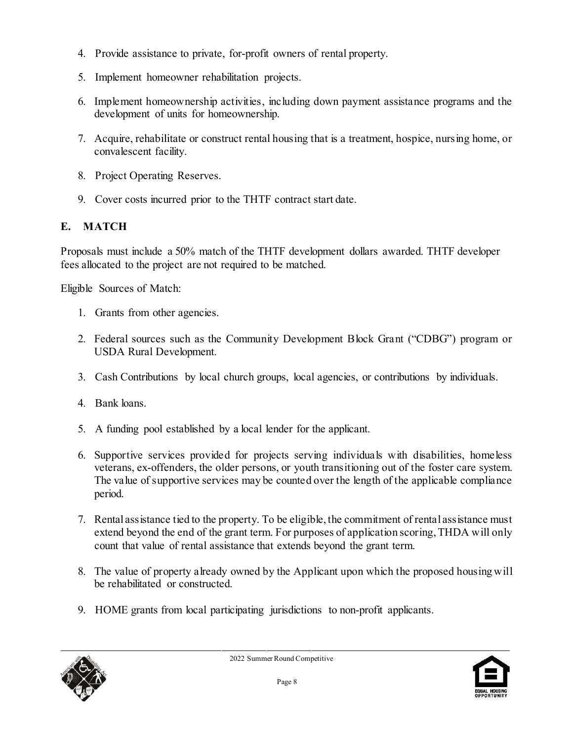4. Provide assistance to private, for-profit owners of rental property.

5. Implement homeowner rehabilitation projects.

6. Implement homeownership activities, including down payment assistance programs and the development of units for homeownership.

7. Acquire, rehabilitate or construct rental housing that is a treatment, hospice, nursing home, or convalescent facility.

8. Project Operating Reserves.

9. Cover costs incurred prior to the THTF contract start date.

## E. MATCH

Proposals must include a 50% match of the THTF development dollars awarded. THTF developer fees allocated to the project are not required to be matched.

Eligible Sources of Match:

1. Grants from other agencies.

2. Federal sources such as the Community Development Block Grant ("CDBG") program or USDA Rural Development.

3. Cash Contributions by local church groups, local agencies, or contributions by individuals.

4. Bank loans.

5. A funding pool established by a local lender for the applicant.

6. Supportive services provided for projects serving individuals with disabilities, homeless veterans, ex-offenders, the older persons, or youth transitioning out of the foster care system. The value of supportive services may be counted over the length of the applicable compliance period.

7. Rental assistance tied to the property. To be eligible, the commitment of rental assistance must extend beyond the end of the grant term. For purposes of application scoring, THDA will only count that value of rental assistance that extends beyond the grant term.

8. The value of property already owned by the Applicant upon which the proposed housing will be rehabilitated or constructed.

9. HOME grants from local participating jurisdictions to non-profit applicants.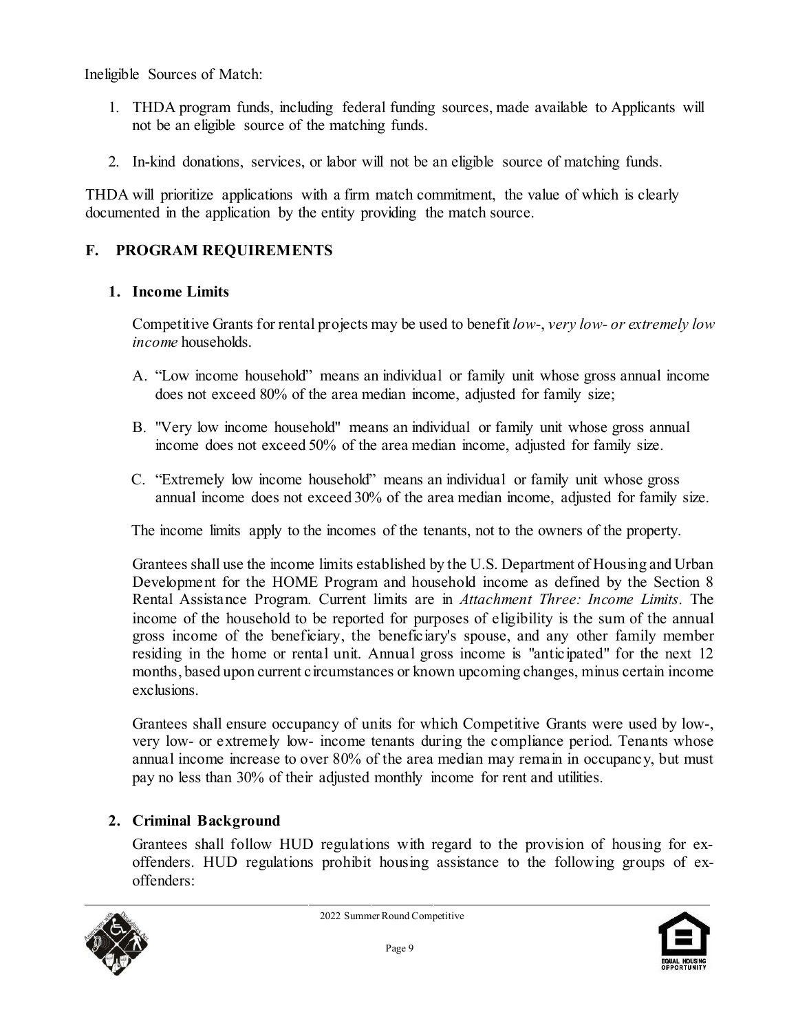Ineligible Sources of Match:

1. THDA program funds, including federal funding sources, made available to Applicants will not be an eligible source of the matching funds.
2. In-kind donations, services, or labor will not be an eligible source of matching funds.

THDA will prioritize applications with a firm match commitment, the value of which is clearly documented in the application by the entity providing the match source.

## F. PROGRAM REQUIREMENTS

### 1. Income Limits

Competitive Grants for rental projects may be used to benefit *low*-, *very low- or extremely low income* households.

A. "Low income household" means an individual or family unit whose gross annual income does not exceed 80% of the area median income, adjusted for family size;

B. "Very low income household" means an individual or family unit whose gross annual income does not exceed 50% of the area median income, adjusted for family size.

C. "Extremely low income household" means an individual or family unit whose gross annual income does not exceed 30% of the area median income, adjusted for family size.

The income limits apply to the incomes of the tenants, not to the owners of the property.

Grantees shall use the income limits established by the U.S. Department of Housing and Urban Development for the HOME Program and household income as defined by the Section 8 Rental Assistance Program. Current limits are in *Attachment Three: Income Limits*. The income of the household to be reported for purposes of eligibility is the sum of the annual gross income of the beneficiary, the beneficiary's spouse, and any other family member residing in the home or rental unit. Annual gross income is "anticipated" for the next 12 months, based upon current circumstances or known upcoming changes, minus certain income exclusions.

Grantees shall ensure occupancy of units for which Competitive Grants were used by low-, very low- or extremely low- income tenants during the compliance period. Tenants whose annual income increase to over 80% of the area median may remain in occupancy, but must pay no less than 30% of their adjusted monthly income for rent and utilities.

### 2. Criminal Background

Grantees shall follow HUD regulations with regard to the provision of housing for ex-offenders. HUD regulations prohibit housing assistance to the following groups of ex-offenders: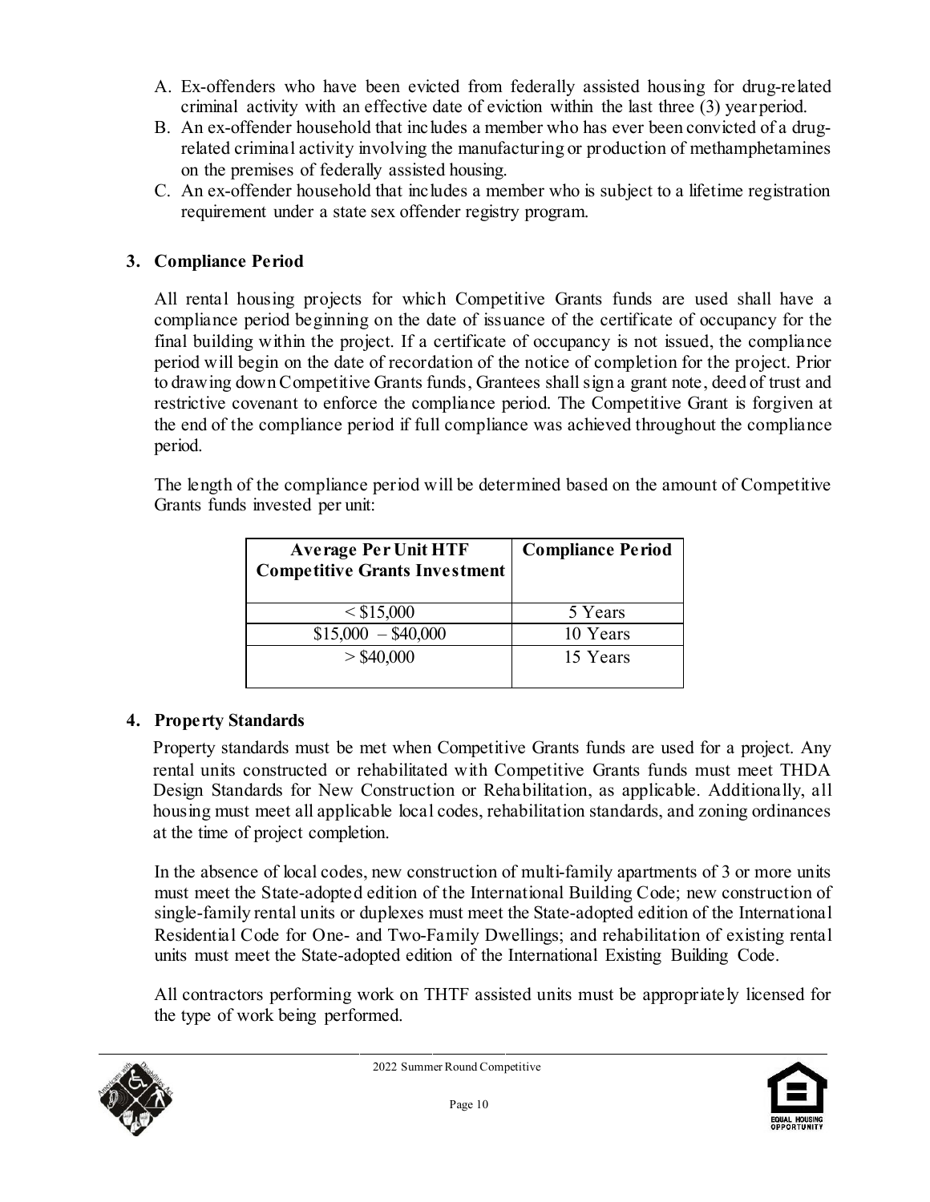A. Ex-offenders who have been evicted from federally assisted housing for drug-related criminal activity with an effective date of eviction within the last three (3) year period.
B. An ex-offender household that includes a member who has ever been convicted of a drug-related criminal activity involving the manufacturing or production of methamphetamines on the premises of federally assisted housing.
C. An ex-offender household that includes a member who is subject to a lifetime registration requirement under a state sex offender registry program.

### 3. Compliance Period

All rental housing projects for which Competitive Grants funds are used shall have a compliance period beginning on the date of issuance of the certificate of occupancy for the final building within the project. If a certificate of occupancy is not issued, the compliance period will begin on the date of recordation of the notice of completion for the project. Prior to drawing down Competitive Grants funds, Grantees shall sign a grant note, deed of trust and restrictive covenant to enforce the compliance period. The Competitive Grant is forgiven at the end of the compliance period if full compliance was achieved throughout the compliance period.

The length of the compliance period will be determined based on the amount of Competitive Grants funds invested per unit:

| Average Per Unit HTF Competitive Grants Investment | Compliance Period |
|---|---|
| < $15,000 | 5 Years |
| $15,000 – $40,000 | 10 Years |
| > $40,000 | 15 Years |

### 4. Property Standards

Property standards must be met when Competitive Grants funds are used for a project. Any rental units constructed or rehabilitated with Competitive Grants funds must meet THDA Design Standards for New Construction or Rehabilitation, as applicable. Additionally, all housing must meet all applicable local codes, rehabilitation standards, and zoning ordinances at the time of project completion.

In the absence of local codes, new construction of multi-family apartments of 3 or more units must meet the State-adopted edition of the International Building Code; new construction of single-family rental units or duplexes must meet the State-adopted edition of the International Residential Code for One- and Two-Family Dwellings; and rehabilitation of existing rental units must meet the State-adopted edition of the International Existing Building Code.

All contractors performing work on THTF assisted units must be appropriately licensed for the type of work being performed.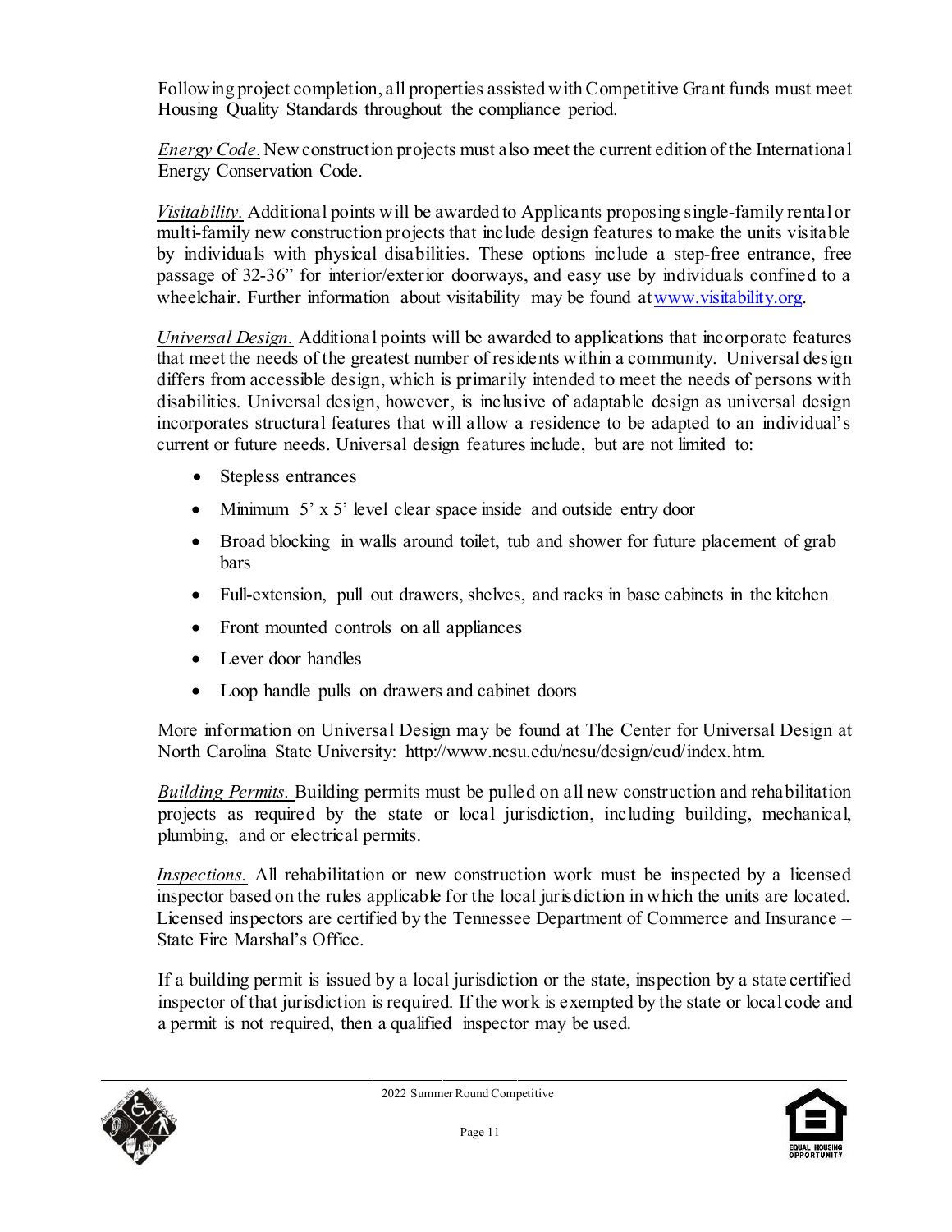Following project completion, all properties assisted with Competitive Grant funds must meet Housing Quality Standards throughout the compliance period.

*Energy Code.* New construction projects must also meet the current edition of the International Energy Conservation Code.

*Visitability.* Additional points will be awarded to Applicants proposing single-family rental or multi-family new construction projects that include design features to make the units visitable by individuals with physical disabilities. These options include a step-free entrance, free passage of 32-36" for interior/exterior doorways, and easy use by individuals confined to a wheelchair. Further information about visitability may be found at www.visitability.org.

*Universal Design.* Additional points will be awarded to applications that incorporate features that meet the needs of the greatest number of residents within a community. Universal design differs from accessible design, which is primarily intended to meet the needs of persons with disabilities. Universal design, however, is inclusive of adaptable design as universal design incorporates structural features that will allow a residence to be adapted to an individual's current or future needs. Universal design features include, but are not limited to:

- Stepless entrances
- Minimum 5' x 5' level clear space inside and outside entry door
- Broad blocking in walls around toilet, tub and shower for future placement of grab bars
- Full-extension, pull out drawers, shelves, and racks in base cabinets in the kitchen
- Front mounted controls on all appliances
- Lever door handles
- Loop handle pulls on drawers and cabinet doors

More information on Universal Design may be found at The Center for Universal Design at North Carolina State University: http://www.ncsu.edu/ncsu/design/cud/index.htm.

*Building Permits.* Building permits must be pulled on all new construction and rehabilitation projects as required by the state or local jurisdiction, including building, mechanical, plumbing, and or electrical permits.

*Inspections.* All rehabilitation or new construction work must be inspected by a licensed inspector based on the rules applicable for the local jurisdiction in which the units are located. Licensed inspectors are certified by the Tennessee Department of Commerce and Insurance – State Fire Marshal's Office.

If a building permit is issued by a local jurisdiction or the state, inspection by a state certified inspector of that jurisdiction is required. If the work is exempted by the state or local code and a permit is not required, then a qualified inspector may be used.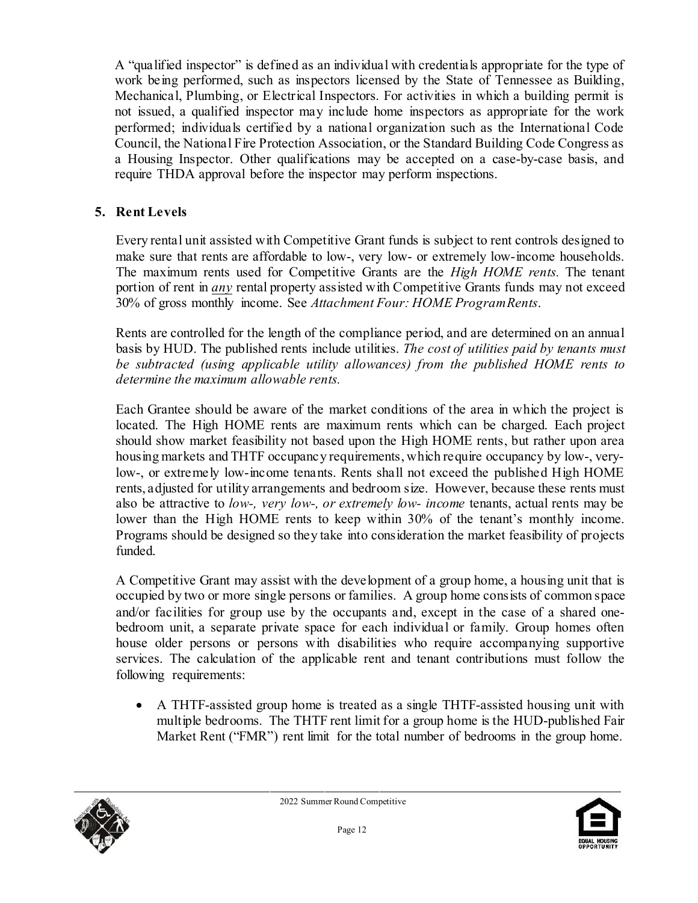A "qualified inspector" is defined as an individual with credentials appropriate for the type of work being performed, such as inspectors licensed by the State of Tennessee as Building, Mechanical, Plumbing, or Electrical Inspectors. For activities in which a building permit is not issued, a qualified inspector may include home inspectors as appropriate for the work performed; individuals certified by a national organization such as the International Code Council, the National Fire Protection Association, or the Standard Building Code Congress as a Housing Inspector. Other qualifications may be accepted on a case-by-case basis, and require THDA approval before the inspector may perform inspections.

**5. Rent Levels**

Every rental unit assisted with Competitive Grant funds is subject to rent controls designed to make sure that rents are affordable to low-, very low- or extremely low-income households. The maximum rents used for Competitive Grants are the *High HOME rents.* The tenant portion of rent in ***any*** rental property assisted with Competitive Grants funds may not exceed 30% of gross monthly income. See *Attachment Four: HOME Program Rents*.

Rents are controlled for the length of the compliance period, and are determined on an annual basis by HUD. The published rents include utilities. *The cost of utilities paid by tenants must be subtracted (using applicable utility allowances) from the published HOME rents to determine the maximum allowable rents.*

Each Grantee should be aware of the market conditions of the area in which the project is located. The High HOME rents are maximum rents which can be charged. Each project should show market feasibility not based upon the High HOME rents, but rather upon area housing markets and THTF occupancy requirements, which require occupancy by low-, very-low-, or extremely low-income tenants. Rents shall not exceed the published High HOME rents, adjusted for utility arrangements and bedroom size. However, because these rents must also be attractive to *low-, very low-, or extremely low- income* tenants, actual rents may be lower than the High HOME rents to keep within 30% of the tenant's monthly income. Programs should be designed so they take into consideration the market feasibility of projects funded.

A Competitive Grant may assist with the development of a group home, a housing unit that is occupied by two or more single persons or families. A group home consists of common space and/or facilities for group use by the occupants and, except in the case of a shared one-bedroom unit, a separate private space for each individual or family. Group homes often house older persons or persons with disabilities who require accompanying supportive services. The calculation of the applicable rent and tenant contributions must follow the following requirements:

- A THTF-assisted group home is treated as a single THTF-assisted housing unit with multiple bedrooms. The THTF rent limit for a group home is the HUD-published Fair Market Rent ("FMR") rent limit for the total number of bedrooms in the group home.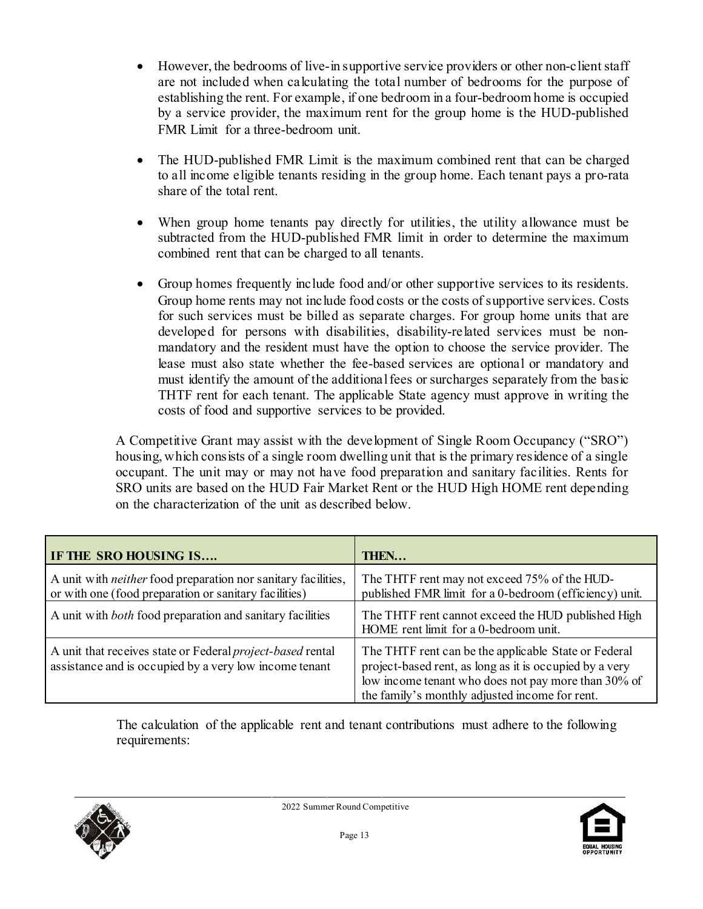- However, the bedrooms of live-in supportive service providers or other non-client staff are not included when calculating the total number of bedrooms for the purpose of establishing the rent. For example, if one bedroom in a four-bedroom home is occupied by a service provider, the maximum rent for the group home is the HUD-published FMR Limit for a three-bedroom unit.

- The HUD-published FMR Limit is the maximum combined rent that can be charged to all income eligible tenants residing in the group home. Each tenant pays a pro-rata share of the total rent.

- When group home tenants pay directly for utilities, the utility allowance must be subtracted from the HUD-published FMR limit in order to determine the maximum combined rent that can be charged to all tenants.

- Group homes frequently include food and/or other supportive services to its residents. Group home rents may not include food costs or the costs of supportive services. Costs for such services must be billed as separate charges. For group home units that are developed for persons with disabilities, disability-related services must be non-mandatory and the resident must have the option to choose the service provider. The lease must also state whether the fee-based services are optional or mandatory and must identify the amount of the additional fees or surcharges separately from the basic THTF rent for each tenant. The applicable State agency must approve in writing the costs of food and supportive services to be provided.

A Competitive Grant may assist with the development of Single Room Occupancy ("SRO") housing, which consists of a single room dwelling unit that is the primary residence of a single occupant. The unit may or may not have food preparation and sanitary facilities. Rents for SRO units are based on the HUD Fair Market Rent or the HUD High HOME rent depending on the characterization of the unit as described below.

| **IF THE SRO HOUSING IS….** | **THEN…** |
|---|---|
| A unit with *neither* food preparation nor sanitary facilities, or with one (food preparation or sanitary facilities) | The THTF rent may not exceed 75% of the HUD-published FMR limit for a 0-bedroom (efficiency) unit. |
| A unit with *both* food preparation and sanitary facilities | The THTF rent cannot exceed the HUD published High HOME rent limit for a 0-bedroom unit. |
| A unit that receives state or Federal *project-based* rental assistance and is occupied by a very low income tenant | The THTF rent can be the applicable State or Federal project-based rent, as long as it is occupied by a very low income tenant who does not pay more than 30% of the family's monthly adjusted income for rent. |

The calculation of the applicable rent and tenant contributions must adhere to the following requirements: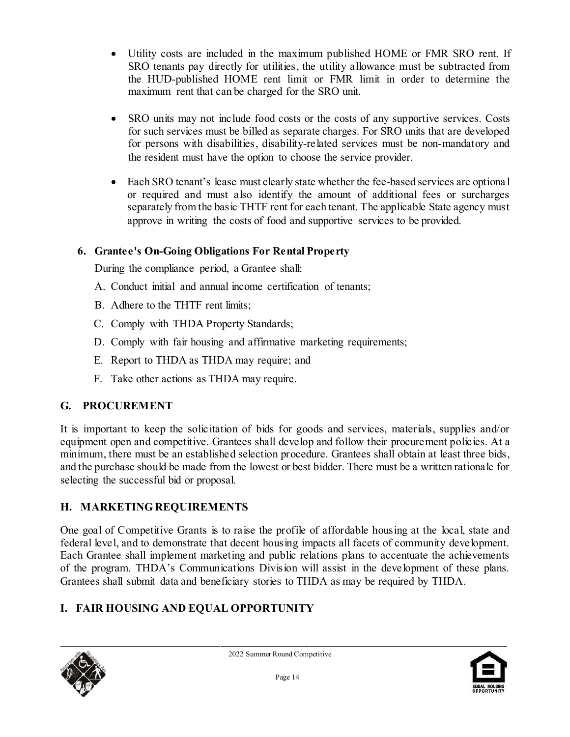- Utility costs are included in the maximum published HOME or FMR SRO rent. If SRO tenants pay directly for utilities, the utility allowance must be subtracted from the HUD-published HOME rent limit or FMR limit in order to determine the maximum rent that can be charged for the SRO unit.

- SRO units may not include food costs or the costs of any supportive services. Costs for such services must be billed as separate charges. For SRO units that are developed for persons with disabilities, disability-related services must be non-mandatory and the resident must have the option to choose the service provider.

- Each SRO tenant's lease must clearly state whether the fee-based services are optional or required and must also identify the amount of additional fees or surcharges separately from the basic THTF rent for each tenant. The applicable State agency must approve in writing the costs of food and supportive services to be provided.

### 6. Grantee's On-Going Obligations For Rental Property

During the compliance period, a Grantee shall:

A. Conduct initial and annual income certification of tenants;

B. Adhere to the THTF rent limits;

C. Comply with THDA Property Standards;

D. Comply with fair housing and affirmative marketing requirements;

E. Report to THDA as THDA may require; and

F. Take other actions as THDA may require.

## G. PROCUREMENT

It is important to keep the solicitation of bids for goods and services, materials, supplies and/or equipment open and competitive. Grantees shall develop and follow their procurement policies. At a minimum, there must be an established selection procedure. Grantees shall obtain at least three bids, and the purchase should be made from the lowest or best bidder. There must be a written rationale for selecting the successful bid or proposal.

## H. MARKETING REQUIREMENTS

One goal of Competitive Grants is to raise the profile of affordable housing at the local, state and federal level, and to demonstrate that decent housing impacts all facets of community development. Each Grantee shall implement marketing and public relations plans to accentuate the achievements of the program. THDA's Communications Division will assist in the development of these plans. Grantees shall submit data and beneficiary stories to THDA as may be required by THDA.

## I. FAIR HOUSING AND EQUAL OPPORTUNITY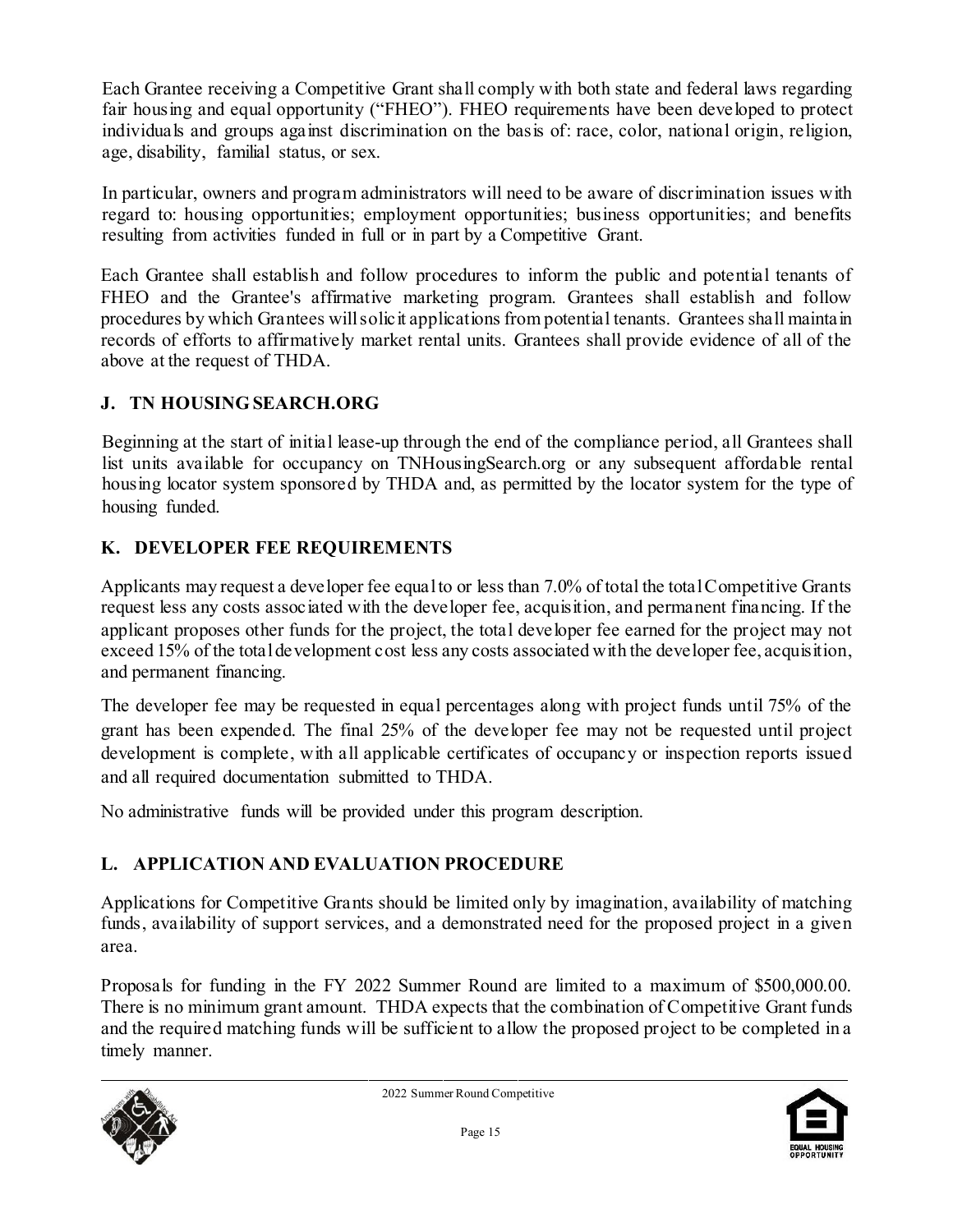Each Grantee receiving a Competitive Grant shall comply with both state and federal laws regarding fair housing and equal opportunity ("FHEO"). FHEO requirements have been developed to protect individuals and groups against discrimination on the basis of: race, color, national origin, religion, age, disability, familial status, or sex.

In particular, owners and program administrators will need to be aware of discrimination issues with regard to: housing opportunities; employment opportunities; business opportunities; and benefits resulting from activities funded in full or in part by a Competitive Grant.

Each Grantee shall establish and follow procedures to inform the public and potential tenants of FHEO and the Grantee's affirmative marketing program. Grantees shall establish and follow procedures by which Grantees will solicit applications from potential tenants. Grantees shall maintain records of efforts to affirmatively market rental units. Grantees shall provide evidence of all of the above at the request of THDA.

## J. TN HOUSING SEARCH.ORG

Beginning at the start of initial lease-up through the end of the compliance period, all Grantees shall list units available for occupancy on TNHousingSearch.org or any subsequent affordable rental housing locator system sponsored by THDA and, as permitted by the locator system for the type of housing funded.

## K. DEVELOPER FEE REQUIREMENTS

Applicants may request a developer fee equal to or less than 7.0% of total the total Competitive Grants request less any costs associated with the developer fee, acquisition, and permanent financing. If the applicant proposes other funds for the project, the total developer fee earned for the project may not exceed 15% of the total development cost less any costs associated with the developer fee, acquisition, and permanent financing.

The developer fee may be requested in equal percentages along with project funds until 75% of the grant has been expended. The final 25% of the developer fee may not be requested until project development is complete, with all applicable certificates of occupancy or inspection reports issued and all required documentation submitted to THDA.

No administrative funds will be provided under this program description.

## L. APPLICATION AND EVALUATION PROCEDURE

Applications for Competitive Grants should be limited only by imagination, availability of matching funds, availability of support services, and a demonstrated need for the proposed project in a given area.

Proposals for funding in the FY 2022 Summer Round are limited to a maximum of $500,000.00. There is no minimum grant amount. THDA expects that the combination of Competitive Grant funds and the required matching funds will be sufficient to allow the proposed project to be completed in a timely manner.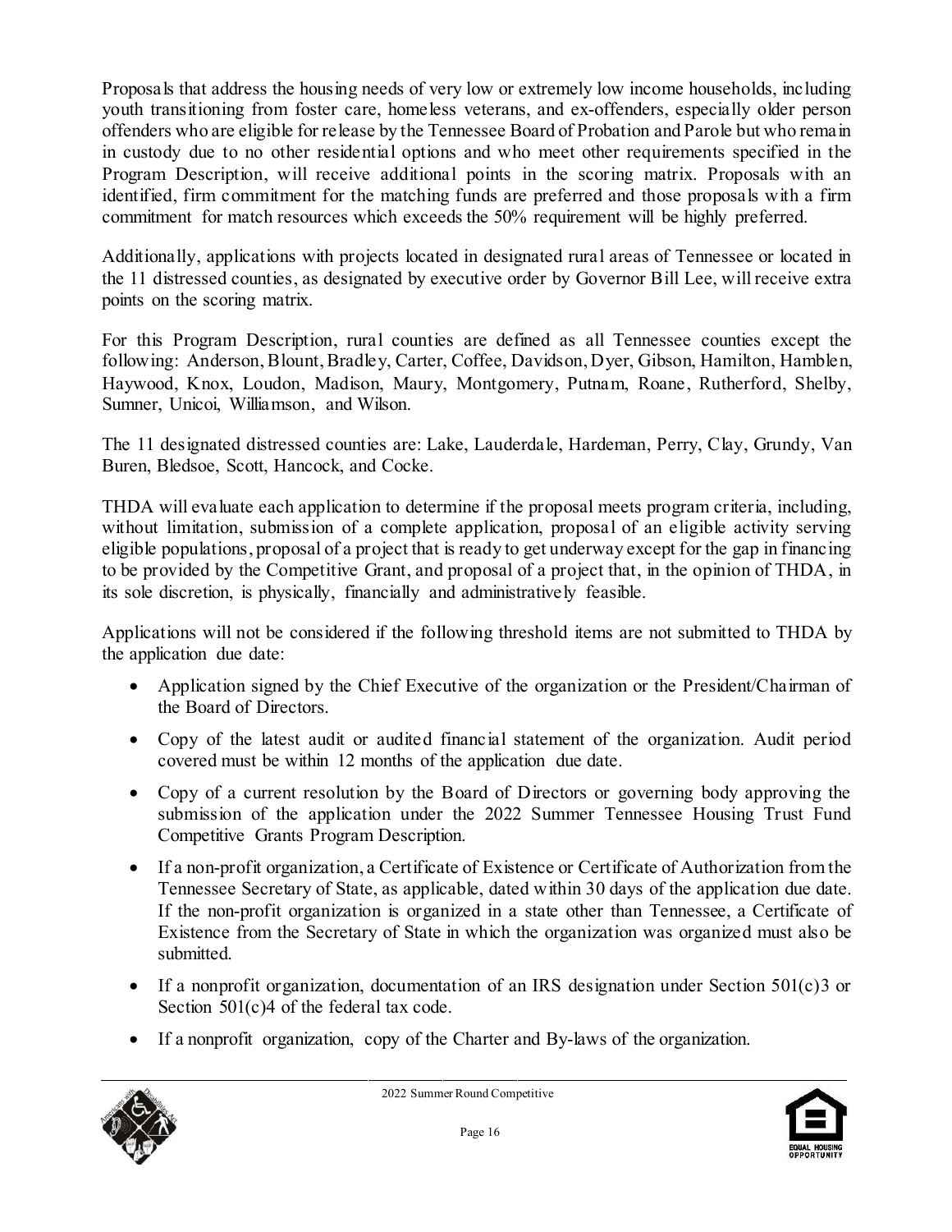Proposals that address the housing needs of very low or extremely low income households, including youth transitioning from foster care, homeless veterans, and ex-offenders, especially older person offenders who are eligible for release by the Tennessee Board of Probation and Parole but who remain in custody due to no other residential options and who meet other requirements specified in the Program Description, will receive additional points in the scoring matrix. Proposals with an identified, firm commitment for the matching funds are preferred and those proposals with a firm commitment for match resources which exceeds the 50% requirement will be highly preferred.

Additionally, applications with projects located in designated rural areas of Tennessee or located in the 11 distressed counties, as designated by executive order by Governor Bill Lee, will receive extra points on the scoring matrix.

For this Program Description, rural counties are defined as all Tennessee counties except the following: Anderson, Blount, Bradley, Carter, Coffee, Davidson, Dyer, Gibson, Hamilton, Hamblen, Haywood, Knox, Loudon, Madison, Maury, Montgomery, Putnam, Roane, Rutherford, Shelby, Sumner, Unicoi, Williamson, and Wilson.

The 11 designated distressed counties are: Lake, Lauderdale, Hardeman, Perry, Clay, Grundy, Van Buren, Bledsoe, Scott, Hancock, and Cocke.

THDA will evaluate each application to determine if the proposal meets program criteria, including, without limitation, submission of a complete application, proposal of an eligible activity serving eligible populations, proposal of a project that is ready to get underway except for the gap in financing to be provided by the Competitive Grant, and proposal of a project that, in the opinion of THDA, in its sole discretion, is physically, financially and administratively feasible.

Applications will not be considered if the following threshold items are not submitted to THDA by the application due date:

- Application signed by the Chief Executive of the organization or the President/Chairman of the Board of Directors.
- Copy of the latest audit or audited financial statement of the organization. Audit period covered must be within 12 months of the application due date.
- Copy of a current resolution by the Board of Directors or governing body approving the submission of the application under the 2022 Summer Tennessee Housing Trust Fund Competitive Grants Program Description.
- If a non-profit organization, a Certificate of Existence or Certificate of Authorization from the Tennessee Secretary of State, as applicable, dated within 30 days of the application due date. If the non-profit organization is organized in a state other than Tennessee, a Certificate of Existence from the Secretary of State in which the organization was organized must also be submitted.
- If a nonprofit organization, documentation of an IRS designation under Section 501(c)3 or Section 501(c)4 of the federal tax code.
- If a nonprofit organization, copy of the Charter and By-laws of the organization.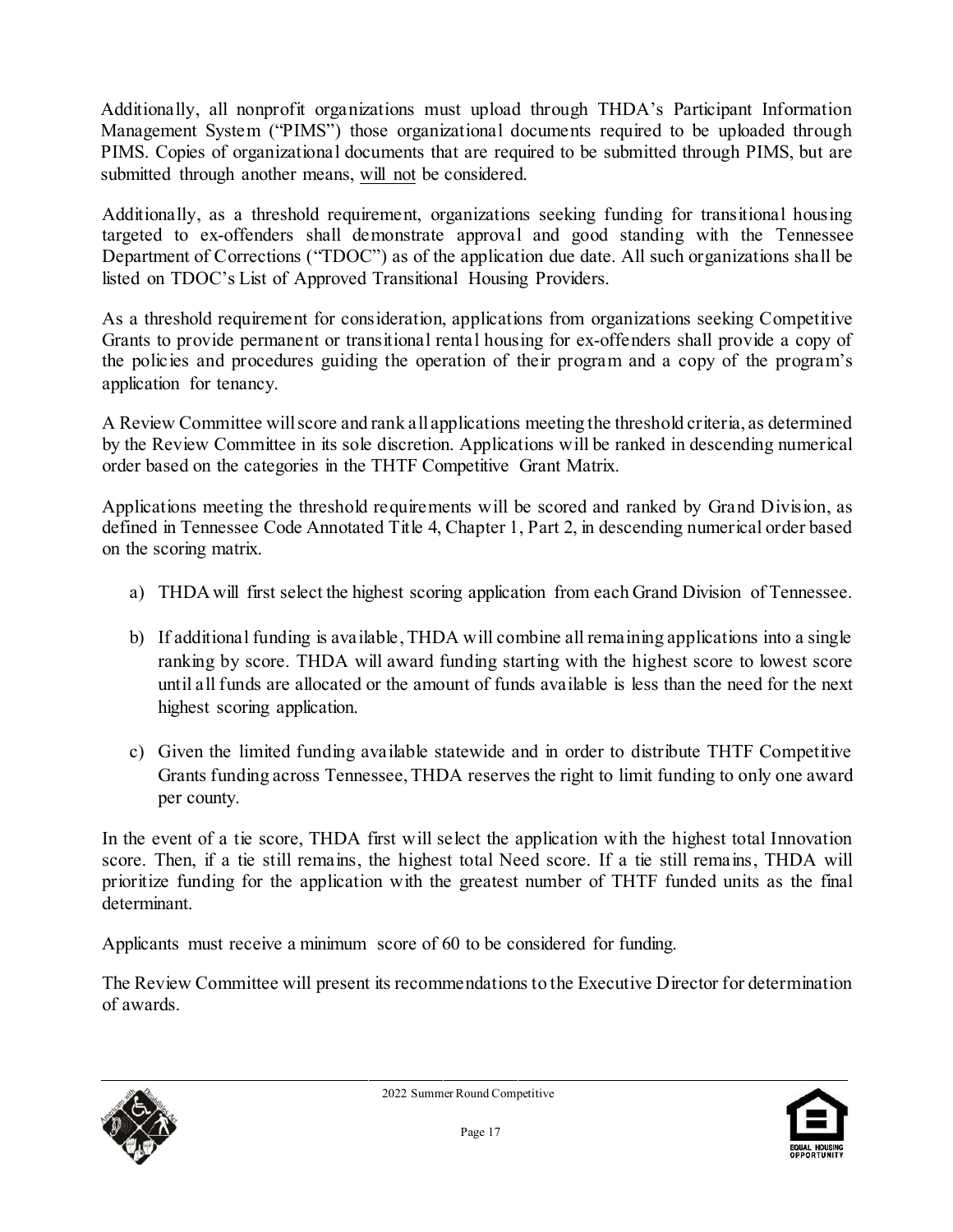Additionally, all nonprofit organizations must upload through THDA's Participant Information Management System ("PIMS") those organizational documents required to be uploaded through PIMS. Copies of organizational documents that are required to be submitted through PIMS, but are submitted through another means, will not be considered.

Additionally, as a threshold requirement, organizations seeking funding for transitional housing targeted to ex-offenders shall demonstrate approval and good standing with the Tennessee Department of Corrections ("TDOC") as of the application due date. All such organizations shall be listed on TDOC's List of Approved Transitional Housing Providers.

As a threshold requirement for consideration, applications from organizations seeking Competitive Grants to provide permanent or transitional rental housing for ex-offenders shall provide a copy of the policies and procedures guiding the operation of their program and a copy of the program's application for tenancy.

A Review Committee will score and rank all applications meeting the threshold criteria, as determined by the Review Committee in its sole discretion. Applications will be ranked in descending numerical order based on the categories in the THTF Competitive Grant Matrix.

Applications meeting the threshold requirements will be scored and ranked by Grand Division, as defined in Tennessee Code Annotated Title 4, Chapter 1, Part 2, in descending numerical order based on the scoring matrix.

a) THDA will first select the highest scoring application from each Grand Division of Tennessee.

b) If additional funding is available, THDA will combine all remaining applications into a single ranking by score. THDA will award funding starting with the highest score to lowest score until all funds are allocated or the amount of funds available is less than the need for the next highest scoring application.

c) Given the limited funding available statewide and in order to distribute THTF Competitive Grants funding across Tennessee, THDA reserves the right to limit funding to only one award per county.

In the event of a tie score, THDA first will select the application with the highest total Innovation score. Then, if a tie still remains, the highest total Need score. If a tie still remains, THDA will prioritize funding for the application with the greatest number of THTF funded units as the final determinant.

Applicants must receive a minimum score of 60 to be considered for funding.

The Review Committee will present its recommendations to the Executive Director for determination of awards.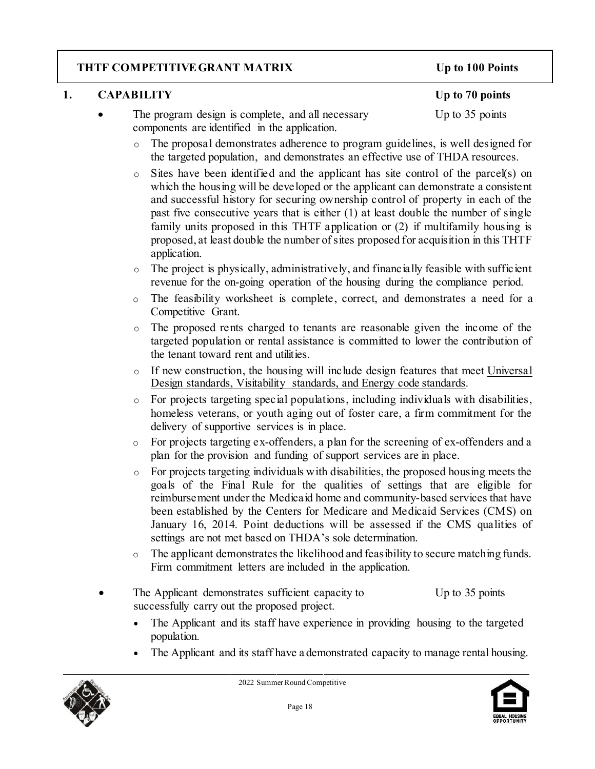## THTF COMPETITIVE GRANT MATRIX — Up to 100 Points

### 1. CAPABILITY — Up to 70 points

- The program design is complete, and all necessary components are identified in the application. — Up to 35 points
  - The proposal demonstrates adherence to program guidelines, is well designed for the targeted population, and demonstrates an effective use of THDA resources.
  - Sites have been identified and the applicant has site control of the parcel(s) on which the housing will be developed or the applicant can demonstrate a consistent and successful history for securing ownership control of property in each of the past five consecutive years that is either (1) at least double the number of single family units proposed in this THTF application or (2) if multifamily housing is proposed, at least double the number of sites proposed for acquisition in this THTF application.
  - The project is physically, administratively, and financially feasible with sufficient revenue for the on-going operation of the housing during the compliance period.
  - The feasibility worksheet is complete, correct, and demonstrates a need for a Competitive Grant.
  - The proposed rents charged to tenants are reasonable given the income of the targeted population or rental assistance is committed to lower the contribution of the tenant toward rent and utilities.
  - If new construction, the housing will include design features that meet Universal Design standards, Visitability standards, and Energy code standards.
  - For projects targeting special populations, including individuals with disabilities, homeless veterans, or youth aging out of foster care, a firm commitment for the delivery of supportive services is in place.
  - For projects targeting ex-offenders, a plan for the screening of ex-offenders and a plan for the provision and funding of support services are in place.
  - For projects targeting individuals with disabilities, the proposed housing meets the goals of the Final Rule for the qualities of settings that are eligible for reimbursement under the Medicaid home and community-based services that have been established by the Centers for Medicare and Medicaid Services (CMS) on January 16, 2014. Point deductions will be assessed if the CMS qualities of settings are not met based on THDA's sole determination.
  - The applicant demonstrates the likelihood and feasibility to secure matching funds. Firm commitment letters are included in the application.

- The Applicant demonstrates sufficient capacity to successfully carry out the proposed project. — Up to 35 points
  - The Applicant and its staff have experience in providing housing to the targeted population.
  - The Applicant and its staff have a demonstrated capacity to manage rental housing.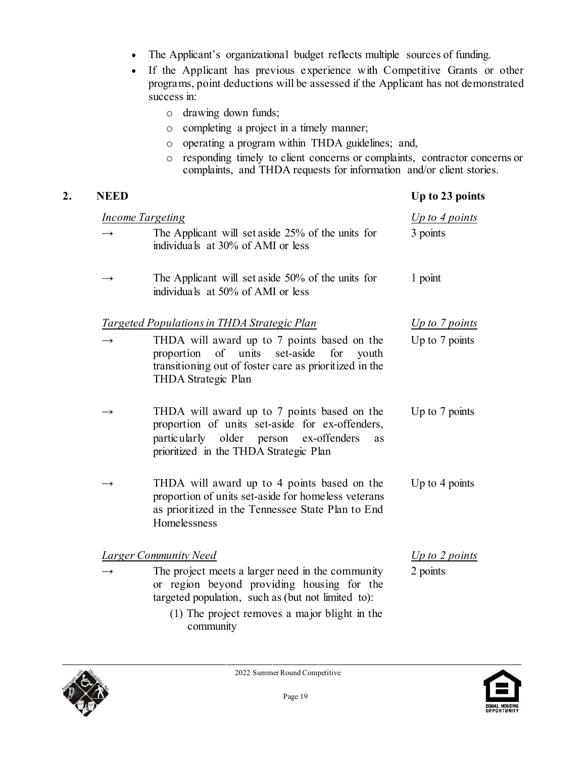- The Applicant's organizational budget reflects multiple sources of funding.
- If the Applicant has previous experience with Competitive Grants or other programs, point deductions will be assessed if the Applicant has not demonstrated success in:
  - drawing down funds;
  - completing a project in a timely manner;
  - operating a program within THDA guidelines; and,
  - responding timely to client concerns or complaints, contractor concerns or complaints, and THDA requests for information and/or client stories.

## 2. NEED — Up to 23 points

*Income Targeting* — *Up to 4 points*

| | | |
|---|---|---|
| → | The Applicant will set aside 25% of the units for individuals at 30% of AMI or less | 3 points |
| → | The Applicant will set aside 50% of the units for individuals at 50% of AMI or less | 1 point |

*Targeted Populations in THDA Strategic Plan* — *Up to 7 points*

| | | |
|---|---|---|
| → | THDA will award up to 7 points based on the proportion of units set-aside for youth transitioning out of foster care as prioritized in the THDA Strategic Plan | Up to 7 points |
| → | THDA will award up to 7 points based on the proportion of units set-aside for ex-offenders, particularly older person ex-offenders as prioritized in the THDA Strategic Plan | Up to 7 points |
| → | THDA will award up to 4 points based on the proportion of units set-aside for homeless veterans as prioritized in the Tennessee State Plan to End Homelessness | Up to 4 points |

*Larger Community Need* — *Up to 2 points*

| | | |
|---|---|---|
| → | The project meets a larger need in the community or region beyond providing housing for the targeted population, such as (but not limited to): (1) The project removes a major blight in the community | 2 points |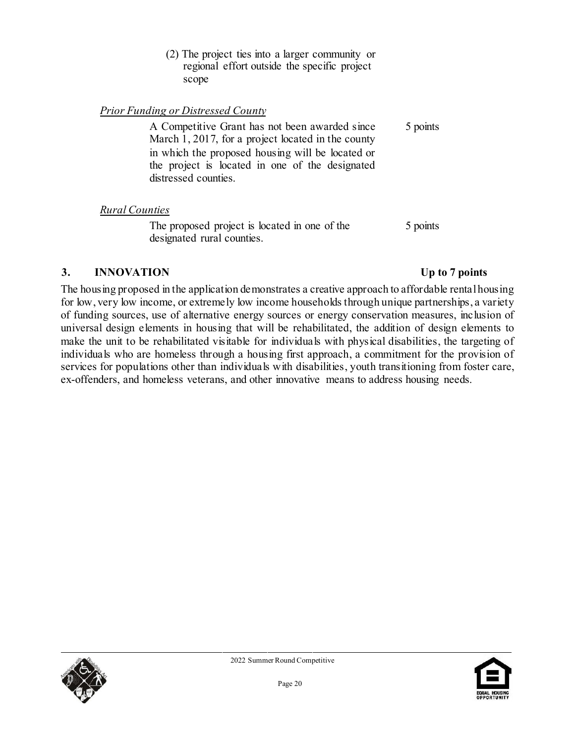(2) The project ties into a larger community or regional effort outside the specific project scope

*Prior Funding or Distressed County*

A Competitive Grant has not been awarded since March 1, 2017, for a project located in the county in which the proposed housing will be located or the project is located in one of the designated distressed counties. 5 points

*Rural Counties*

The proposed project is located in one of the designated rural counties. 5 points

## 3. INNOVATION — Up to 7 points

The housing proposed in the application demonstrates a creative approach to affordable rental housing for low, very low income, or extremely low income households through unique partnerships, a variety of funding sources, use of alternative energy sources or energy conservation measures, inclusion of universal design elements in housing that will be rehabilitated, the addition of design elements to make the unit to be rehabilitated visitable for individuals with physical disabilities, the targeting of individuals who are homeless through a housing first approach, a commitment for the provision of services for populations other than individuals with disabilities, youth transitioning from foster care, ex-offenders, and homeless veterans, and other innovative means to address housing needs.